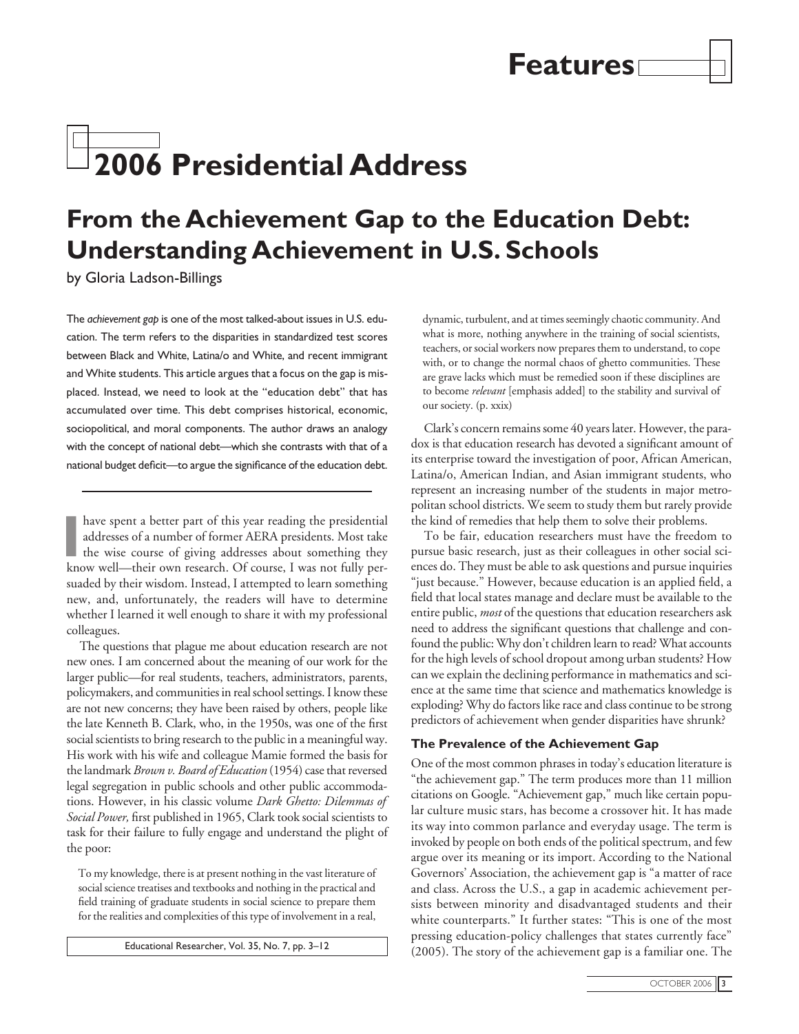Features

# 2006 Presidential Address

## From the Achievement Gap to the Education Debt: Understanding Achievement in U.S. Schools

by Gloria Ladson-Billings

The *achievement gap* is one of the most talked-about issues in U.S. education. The term refers to the disparities in standardized test scores between Black and White, Latina/o and White, and recent immigrant and White students. This article argues that a focus on the gap is misplaced. Instead, we need to look at the "education debt" that has accumulated over time. This debt comprises historical, economic, sociopolitical, and moral components. The author draws an analogy with the concept of national debt—which she contrasts with that of a national budget deficit—to argue the significance of the education debt.

I have spent a better part of this year reading the presidential addresses of a number of former AERA presidents. Most take the wise course of giving addresses about something they know well—their own research. Of course, I was not fully persuaded by their wisdom. Instead, I attempted to learn something new, and, unfortunately, the readers will have to determine whether I learned it well enough to share it with my professional colleagues.

The questions that plague me about education research are not new ones. I am concerned about the meaning of our work for the larger public—for real students, teachers, administrators, parents, policymakers, and communities in real school settings. I know these are not new concerns; they have been raised by others, people like the late Kenneth B. Clark, who, in the 1950s, was one of the first social scientists to bring research to the public in a meaningful way. His work with his wife and colleague Mamie formed the basis for the landmark *Brown v. Board of Education* (1954) case that reversed legal segregation in public schools and other public accommodations. However, in his classic volume *Dark Ghetto: Dilemmas of Social Power,* first published in 1965, Clark took social scientists to task for their failure to fully engage and understand the plight of the poor:

> To my knowledge, there is at present nothing in the vast literature of social science treatises and textbooks and nothing in the practical and field training of graduate students in social science to prepare them for the realities and complexities of this type of involvement in a real, dynamic, turbulent, and at times seemingly chaotic community. And what is more, nothing anywhere in the training of social scientists, teachers, or social workers now prepares them to understand, to cope with, or to change the normal chaos of ghetto communities. These are grave lacks which must be remedied soon if these disciplines are to become *relevant* [emphasis added] to the stability and survival of our society. (p. xxix)

Clark's concern remains some 40 years later. However, the paradox is that education research has devoted a significant amount of its enterprise toward the investigation of poor, African American, Latina/o, American Indian, and Asian immigrant students, who represent an increasing number of the students in major metropolitan school districts. We seem to study them but rarely provide the kind of remedies that help them to solve their problems.

To be fair, education researchers must have the freedom to pursue basic research, just as their colleagues in other social sciences do. They must be able to ask questions and pursue inquiries "just because." However, because education is an applied field, a field that local states manage and declare must be available to the entire public, *most* of the questions that education researchers ask need to address the significant questions that challenge and confound the public: Why don't children learn to read? What accounts for the high levels of school dropout among urban students? How can we explain the declining performance in mathematics and science at the same time that science and mathematics knowledge is exploding? Why do factors like race and class continue to be strong predictors of achievement when gender disparities have shrunk?

### The Prevalence of the Achievement Gap

One of the most common phrases in today's education literature is "the achievement gap." The term produces more than 11 million citations on Google. "Achievement gap," much like certain popular culture music stars, has become a crossover hit. It has made its way into common parlance and everyday usage. The term is invoked by people on both ends of the political spectrum, and few argue over its meaning or its import. According to the National Governors' Association, the achievement gap is "a matter of race and class. Across the U.S., a gap in academic achievement persists between minority and disadvantaged students and their white counterparts." It further states: "This is one of the most pressing education-policy challenges that states currently face" (2005). The story of the achievement gap is a familiar one. The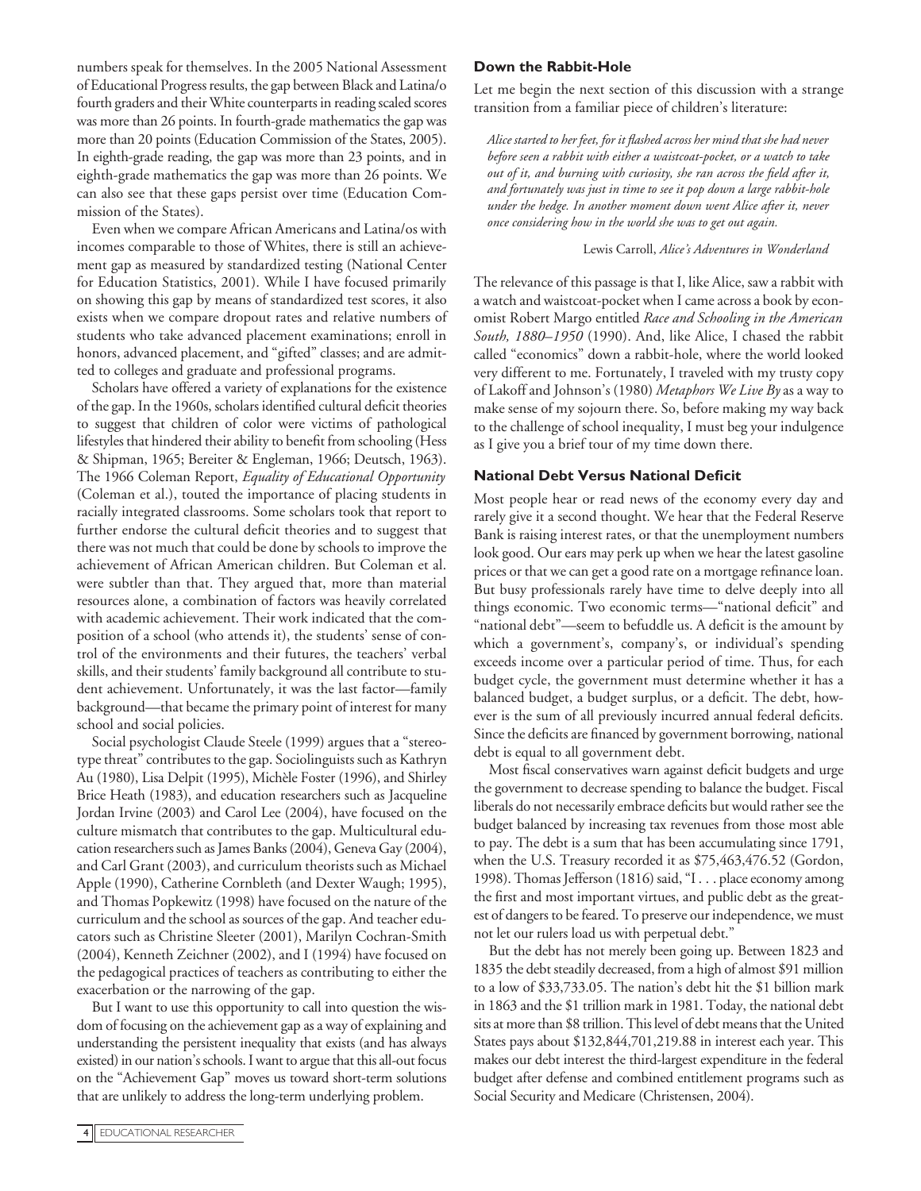numbers speak for themselves. In the 2005 National Assessment of Educational Progress results, the gap between Black and Latina/o fourth graders and their White counterparts in reading scaled scores was more than 26 points. In fourth-grade mathematics the gap was more than 20 points (Education Commission of the States, 2005). In eighth-grade reading, the gap was more than 23 points, and in eighth-grade mathematics the gap was more than 26 points. We can also see that these gaps persist over time (Education Commission of the States).

Even when we compare African Americans and Latina/os with incomes comparable to those of Whites, there is still an achievement gap as measured by standardized testing (National Center for Education Statistics, 2001). While I have focused primarily on showing this gap by means of standardized test scores, it also exists when we compare dropout rates and relative numbers of students who take advanced placement examinations; enroll in honors, advanced placement, and "gifted" classes; and are admitted to colleges and graduate and professional programs.

Scholars have offered a variety of explanations for the existence of the gap. In the 1960s, scholars identified cultural deficit theories to suggest that children of color were victims of pathological lifestyles that hindered their ability to benefit from schooling (Hess & Shipman, 1965; Bereiter & Engleman, 1966; Deutsch, 1963). The 1966 Coleman Report, *Equality of Educational Opportunity* (Coleman et al.), touted the importance of placing students in racially integrated classrooms. Some scholars took that report to further endorse the cultural deficit theories and to suggest that there was not much that could be done by schools to improve the achievement of African American children. But Coleman et al. were subtler than that. They argued that, more than material resources alone, a combination of factors was heavily correlated with academic achievement. Their work indicated that the composition of a school (who attends it), the students' sense of control of the environments and their futures, the teachers' verbal skills, and their students' family background all contribute to student achievement. Unfortunately, it was the last factor—family background—that became the primary point of interest for many school and social policies.

Social psychologist Claude Steele (1999) argues that a "stereotype threat" contributes to the gap. Sociolinguists such as Kathryn Au (1980), Lisa Delpit (1995), Michèle Foster (1996), and Shirley Brice Heath (1983), and education researchers such as Jacqueline Jordan Irvine (2003) and Carol Lee (2004), have focused on the culture mismatch that contributes to the gap. Multicultural education researchers such as James Banks (2004), Geneva Gay (2004), and Carl Grant (2003), and curriculum theorists such as Michael Apple (1990), Catherine Cornbleth (and Dexter Waugh; 1995), and Thomas Popkewitz (1998) have focused on the nature of the curriculum and the school as sources of the gap. And teacher educators such as Christine Sleeter (2001), Marilyn Cochran-Smith (2004), Kenneth Zeichner (2002), and I (1994) have focused on the pedagogical practices of teachers as contributing to either the exacerbation or the narrowing of the gap.

But I want to use this opportunity to call into question the wisdom of focusing on the achievement gap as a way of explaining and understanding the persistent inequality that exists (and has always existed) in our nation's schools. I want to argue that this all-out focus on the "Achievement Gap" moves us toward short-term solutions that are unlikely to address the long-term underlying problem.

### Down the Rabbit-Hole

Let me begin the next section of this discussion with a strange transition from a familiar piece of children's literature:

> *Alice started to her feet, for it flashed across her mind that she had never before seen a rabbit with either a waistcoat-pocket, or a watch to take out of it, and burning with curiosity, she ran across the field after it, and fortunately was just in time to see it pop down a large rabbit-hole under the hedge. In another moment down went Alice after it, never once considering how in the world she was to get out again.*
>
> Lewis Carroll, *Alice's Adventures in Wonderland*

The relevance of this passage is that I, like Alice, saw a rabbit with a watch and waistcoat-pocket when I came across a book by economist Robert Margo entitled *Race and Schooling in the American South, 1880–1950* (1990). And, like Alice, I chased the rabbit called "economics" down a rabbit-hole, where the world looked very different to me. Fortunately, I traveled with my trusty copy of Lakoff and Johnson's (1980) *Metaphors We Live By* as a way to make sense of my sojourn there. So, before making my way back to the challenge of school inequality, I must beg your indulgence as I give you a brief tour of my time down there.

### National Debt Versus National Deficit

Most people hear or read news of the economy every day and rarely give it a second thought. We hear that the Federal Reserve Bank is raising interest rates, or that the unemployment numbers look good. Our ears may perk up when we hear the latest gasoline prices or that we can get a good rate on a mortgage refinance loan. But busy professionals rarely have time to delve deeply into all things economic. Two economic terms—"national deficit" and "national debt"—seem to befuddle us. A deficit is the amount by which a government's, company's, or individual's spending exceeds income over a particular period of time. Thus, for each budget cycle, the government must determine whether it has a balanced budget, a budget surplus, or a deficit. The debt, however is the sum of all previously incurred annual federal deficits. Since the deficits are financed by government borrowing, national debt is equal to all government debt.

Most fiscal conservatives warn against deficit budgets and urge the government to decrease spending to balance the budget. Fiscal liberals do not necessarily embrace deficits but would rather see the budget balanced by increasing tax revenues from those most able to pay. The debt is a sum that has been accumulating since 1791, when the U.S. Treasury recorded it as $75,463,476.52 (Gordon, 1998). Thomas Jefferson (1816) said, "I . . . place economy among the first and most important virtues, and public debt as the greatest of dangers to be feared. To preserve our independence, we must not let our rulers load us with perpetual debt."

But the debt has not merely been going up. Between 1823 and 1835 the debt steadily decreased, from a high of almost $91 million to a low of $33,733.05. The nation's debt hit the $1 billion mark in 1863 and the $1 trillion mark in 1981. Today, the national debt sits at more than $8 trillion. This level of debt means that the United States pays about $132,844,701,219.88 in interest each year. This makes our debt interest the third-largest expenditure in the federal budget after defense and combined entitlement programs such as Social Security and Medicare (Christensen, 2004).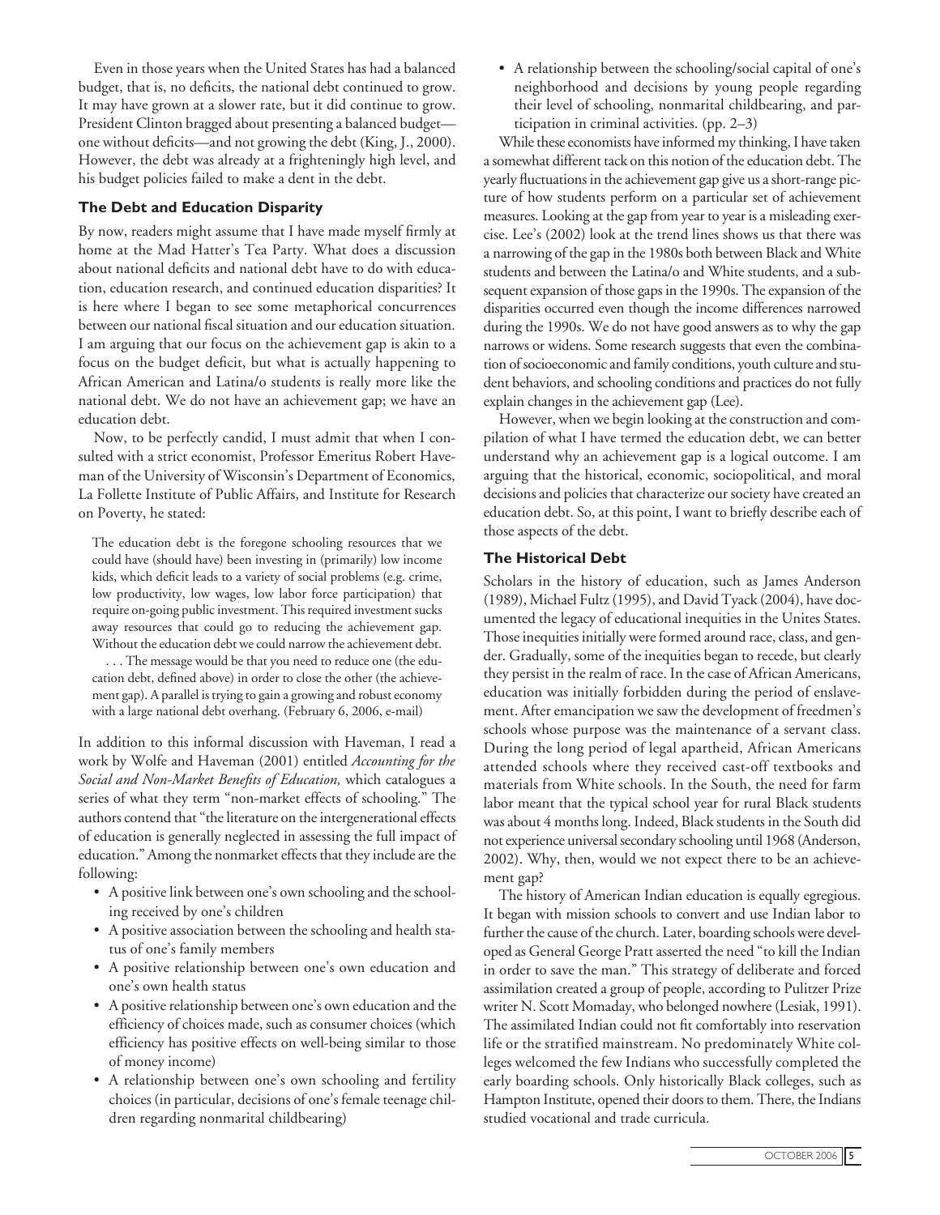Even in those years when the United States has had a balanced budget, that is, no deficits, the national debt continued to grow. It may have grown at a slower rate, but it did continue to grow. President Clinton bragged about presenting a balanced budget—one without deficits—and not growing the debt (King, J., 2000). However, the debt was already at a frighteningly high level, and his budget policies failed to make a dent in the debt.

### The Debt and Education Disparity

By now, readers might assume that I have made myself firmly at home at the Mad Hatter's Tea Party. What does a discussion about national deficits and national debt have to do with education, education research, and continued education disparities? It is here where I began to see some metaphorical concurrences between our national fiscal situation and our education situation. I am arguing that our focus on the achievement gap is akin to a focus on the budget deficit, but what is actually happening to African American and Latina/o students is really more like the national debt. We do not have an achievement gap; we have an education debt.

Now, to be perfectly candid, I must admit that when I consulted with a strict economist, Professor Emeritus Robert Haveman of the University of Wisconsin's Department of Economics, La Follette Institute of Public Affairs, and Institute for Research on Poverty, he stated:

> The education debt is the foregone schooling resources that we could have (should have) been investing in (primarily) low income kids, which deficit leads to a variety of social problems (e.g. crime, low productivity, low wages, low labor force participation) that require on-going public investment. This required investment sucks away resources that could go to reducing the achievement gap. Without the education debt we could narrow the achievement debt.
>
> . . . The message would be that you need to reduce one (the education debt, defined above) in order to close the other (the achievement gap). A parallel is trying to gain a growing and robust economy with a large national debt overhang. (February 6, 2006, e-mail)

In addition to this informal discussion with Haveman, I read a work by Wolfe and Haveman (2001) entitled *Accounting for the Social and Non-Market Benefits of Education,* which catalogues a series of what they term "non-market effects of schooling." The authors contend that "the literature on the intergenerational effects of education is generally neglected in assessing the full impact of education." Among the nonmarket effects that they include are the following:

- A positive link between one's own schooling and the schooling received by one's children
- A positive association between the schooling and health status of one's family members
- A positive relationship between one's own education and one's own health status
- A positive relationship between one's own education and the efficiency of choices made, such as consumer choices (which efficiency has positive effects on well-being similar to those of money income)
- A relationship between one's own schooling and fertility choices (in particular, decisions of one's female teenage children regarding nonmarital childbearing)
- A relationship between the schooling/social capital of one's neighborhood and decisions by young people regarding their level of schooling, nonmarital childbearing, and participation in criminal activities. (pp. 2–3)

While these economists have informed my thinking, I have taken a somewhat different tack on this notion of the education debt. The yearly fluctuations in the achievement gap give us a short-range picture of how students perform on a particular set of achievement measures. Looking at the gap from year to year is a misleading exercise. Lee's (2002) look at the trend lines shows us that there was a narrowing of the gap in the 1980s both between Black and White students and between the Latina/o and White students, and a subsequent expansion of those gaps in the 1990s. The expansion of the disparities occurred even though the income differences narrowed during the 1990s. We do not have good answers as to why the gap narrows or widens. Some research suggests that even the combination of socioeconomic and family conditions, youth culture and student behaviors, and schooling conditions and practices do not fully explain changes in the achievement gap (Lee).

However, when we begin looking at the construction and compilation of what I have termed the education debt, we can better understand why an achievement gap is a logical outcome. I am arguing that the historical, economic, sociopolitical, and moral decisions and policies that characterize our society have created an education debt. So, at this point, I want to briefly describe each of those aspects of the debt.

### The Historical Debt

Scholars in the history of education, such as James Anderson (1989), Michael Fultz (1995), and David Tyack (2004), have documented the legacy of educational inequities in the Unites States. Those inequities initially were formed around race, class, and gender. Gradually, some of the inequities began to recede, but clearly they persist in the realm of race. In the case of African Americans, education was initially forbidden during the period of enslavement. After emancipation we saw the development of freedmen's schools whose purpose was the maintenance of a servant class. During the long period of legal apartheid, African Americans attended schools where they received cast-off textbooks and materials from White schools. In the South, the need for farm labor meant that the typical school year for rural Black students was about 4 months long. Indeed, Black students in the South did not experience universal secondary schooling until 1968 (Anderson, 2002). Why, then, would we not expect there to be an achievement gap?

The history of American Indian education is equally egregious. It began with mission schools to convert and use Indian labor to further the cause of the church. Later, boarding schools were developed as General George Pratt asserted the need "to kill the Indian in order to save the man." This strategy of deliberate and forced assimilation created a group of people, according to Pulitzer Prize writer N. Scott Momaday, who belonged nowhere (Lesiak, 1991). The assimilated Indian could not fit comfortably into reservation life or the stratified mainstream. No predominately White colleges welcomed the few Indians who successfully completed the early boarding schools. Only historically Black colleges, such as Hampton Institute, opened their doors to them. There, the Indians studied vocational and trade curricula.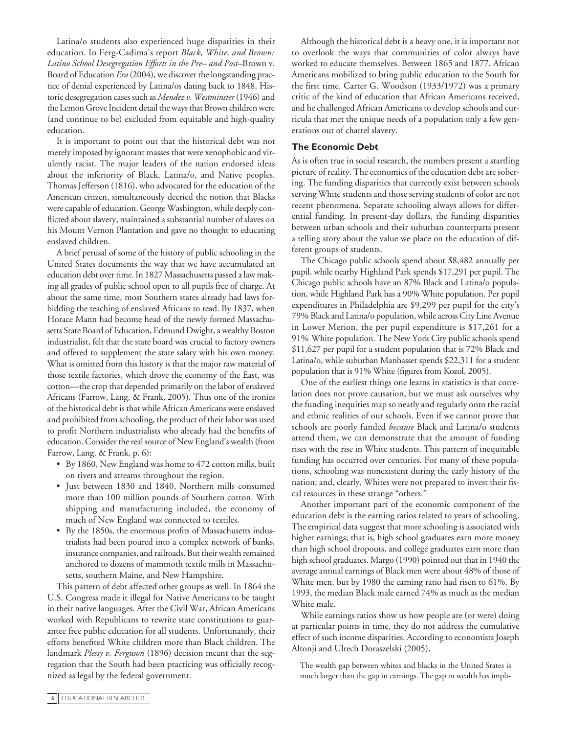Latina/o students also experienced huge disparities in their education. In Ferg-Cadima's report *Black, White, and Brown: Latino School Desegregation Efforts in the Pre– and Post–*Brown v. Board of Education *Era* (2004), we discover the longstanding practice of denial experienced by Latina/os dating back to 1848. Historic desegregation cases such as *Mendez v. Westminster* (1946) and the Lemon Grove Incident detail the ways that Brown children were (and continue to be) excluded from equitable and high-quality education.

It is important to point out that the historical debt was not merely imposed by ignorant masses that were xenophobic and virulently racist. The major leaders of the nation endorsed ideas about the inferiority of Black, Latina/o, and Native peoples. Thomas Jefferson (1816), who advocated for the education of the American citizen, simultaneously decried the notion that Blacks were capable of education. George Washington, while deeply conflicted about slavery, maintained a substantial number of slaves on his Mount Vernon Plantation and gave no thought to educating enslaved children.

A brief perusal of some of the history of public schooling in the United States documents the way that we have accumulated an education debt over time. In 1827 Massachusetts passed a law making all grades of public school open to all pupils free of charge. At about the same time, most Southern states already had laws forbidding the teaching of enslaved Africans to read. By 1837, when Horace Mann had become head of the newly formed Massachusetts State Board of Education, Edmund Dwight, a wealthy Boston industrialist, felt that the state board was crucial to factory owners and offered to supplement the state salary with his own money. What is omitted from this history is that the major raw material of those textile factories, which drove the economy of the East, was cotton—the crop that depended primarily on the labor of enslaved Africans (Farrow, Lang, & Frank, 2005). Thus one of the ironies of the historical debt is that while African Americans were enslaved and prohibited from schooling, the product of their labor was used to profit Northern industrialists who already had the benefits of education. Consider the real source of New England's wealth (from Farrow, Lang, & Frank, p. 6):

- By 1860, New England was home to 472 cotton mills, built on rivers and streams throughout the region.
- Just between 1830 and 1840, Northern mills consumed more than 100 million pounds of Southern cotton. With shipping and manufacturing included, the economy of much of New England was connected to textiles.
- By the 1850s, the enormous profits of Massachusetts industrialists had been poured into a complex network of banks, insurance companies, and railroads. But their wealth remained anchored to dozens of mammoth textile mills in Massachusetts, southern Maine, and New Hampshire.

This pattern of debt affected other groups as well. In 1864 the U.S. Congress made it illegal for Native Americans to be taught in their native languages. After the Civil War, African Americans worked with Republicans to rewrite state constitutions to guarantee free public education for all students. Unfortunately, their efforts benefited White children more than Black children. The landmark *Plessy v. Ferguson* (1896) decision meant that the segregation that the South had been practicing was officially recognized as legal by the federal government.

Although the historical debt is a heavy one, it is important not to overlook the ways that communities of color always have worked to educate themselves. Between 1865 and 1877, African Americans mobilized to bring public education to the South for the first time. Carter G. Woodson (1933/1972) was a primary critic of the kind of education that African Americans received, and he challenged African Americans to develop schools and curricula that met the unique needs of a population only a few generations out of chattel slavery.

### The Economic Debt

As is often true in social research, the numbers present a startling picture of reality. The economics of the education debt are sobering. The funding disparities that currently exist between schools serving White students and those serving students of color are not recent phenomena. Separate schooling always allows for differential funding. In present-day dollars, the funding disparities between urban schools and their suburban counterparts present a telling story about the value we place on the education of different groups of students.

The Chicago public schools spend about $8,482 annually per pupil, while nearby Highland Park spends $17,291 per pupil. The Chicago public schools have an 87% Black and Latina/o population, while Highland Park has a 90% White population. Per pupil expenditures in Philadelphia are $9,299 per pupil for the city's 79% Black and Latina/o population, while across City Line Avenue in Lower Merion, the per pupil expenditure is $17,261 for a 91% White population. The New York City public schools spend $11,627 per pupil for a student population that is 72% Black and Latina/o, while suburban Manhasset spends $22,311 for a student population that is 91% White (figures from Kozol, 2005).

One of the earliest things one learns in statistics is that correlation does not prove causation, but we must ask ourselves why the funding inequities map so neatly and regularly onto the racial and ethnic realities of our schools. Even if we cannot prove that schools are poorly funded *because* Black and Latina/o students attend them, we can demonstrate that the amount of funding rises with the rise in White students. This pattern of inequitable funding has occurred over centuries. For many of these populations, schooling was nonexistent during the early history of the nation; and, clearly, Whites were not prepared to invest their fiscal resources in these strange "others."

Another important part of the economic component of the education debt is the earning ratios related to years of schooling. The empirical data suggest that more schooling is associated with higher earnings; that is, high school graduates earn more money than high school dropouts, and college graduates earn more than high school graduates. Margo (1990) pointed out that in 1940 the average annual earnings of Black men were about 48% of those of White men, but by 1980 the earning ratio had risen to 61%. By 1993, the median Black male earned 74% as much as the median White male.

While earnings ratios show us how people are (or were) doing at particular points in time, they do not address the cumulative effect of such income disparities. According to economists Joseph Altonji and Ulrech Doraszelski (2005),

> The wealth gap between whites and blacks in the United States is much larger than the gap in earnings. The gap in wealth has impli-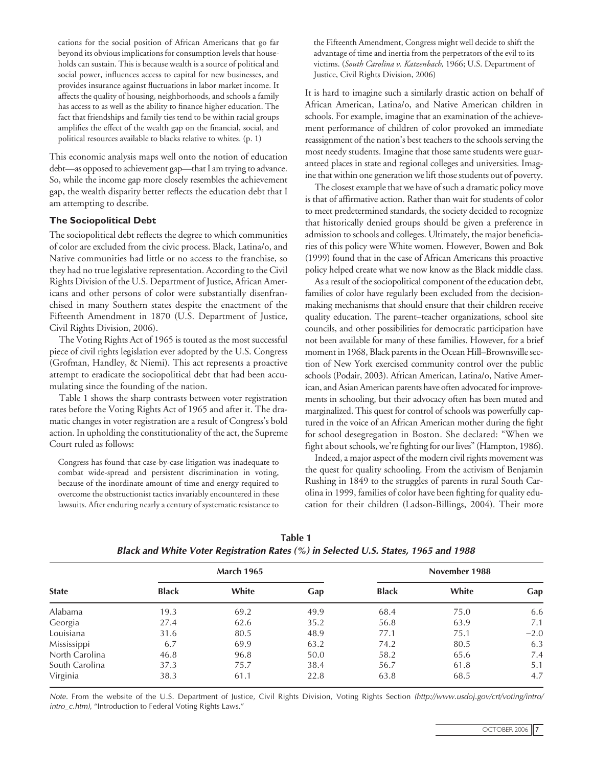cations for the social position of African Americans that go far beyond its obvious implications for consumption levels that households can sustain. This is because wealth is a source of political and social power, influences access to capital for new businesses, and provides insurance against fluctuations in labor market income. It affects the quality of housing, neighborhoods, and schools a family has access to as well as the ability to finance higher education. The fact that friendships and family ties tend to be within racial groups amplifies the effect of the wealth gap on the financial, social, and political resources available to blacks relative to whites. (p. 1)

This economic analysis maps well onto the notion of education debt—as opposed to achievement gap—that I am trying to advance. So, while the income gap more closely resembles the achievement gap, the wealth disparity better reflects the education debt that I am attempting to describe.

### The Sociopolitical Debt

The sociopolitical debt reflects the degree to which communities of color are excluded from the civic process. Black, Latina/o, and Native communities had little or no access to the franchise, so they had no true legislative representation. According to the Civil Rights Division of the U.S. Department of Justice, African Americans and other persons of color were substantially disenfranchised in many Southern states despite the enactment of the Fifteenth Amendment in 1870 (U.S. Department of Justice, Civil Rights Division, 2006).

The Voting Rights Act of 1965 is touted as the most successful piece of civil rights legislation ever adopted by the U.S. Congress (Grofman, Handley, & Niemi). This act represents a proactive attempt to eradicate the sociopolitical debt that had been accumulating since the founding of the nation.

Table 1 shows the sharp contrasts between voter registration rates before the Voting Rights Act of 1965 and after it. The dramatic changes in voter registration are a result of Congress's bold action. In upholding the constitutionality of the act, the Supreme Court ruled as follows:

> Congress has found that case-by-case litigation was inadequate to combat wide-spread and persistent discrimination in voting, because of the inordinate amount of time and energy required to overcome the obstructionist tactics invariably encountered in these lawsuits. After enduring nearly a century of systematic resistance to the Fifteenth Amendment, Congress might well decide to shift the advantage of time and inertia from the perpetrators of the evil to its victims. (*South Carolina v. Katzenbach,* 1966; U.S. Department of Justice, Civil Rights Division, 2006)

It is hard to imagine such a similarly drastic action on behalf of African American, Latina/o, and Native American children in schools. For example, imagine that an examination of the achievement performance of children of color provoked an immediate reassignment of the nation's best teachers to the schools serving the most needy students. Imagine that those same students were guaranteed places in state and regional colleges and universities. Imagine that within one generation we lift those students out of poverty.

The closest example that we have of such a dramatic policy move is that of affirmative action. Rather than wait for students of color to meet predetermined standards, the society decided to recognize that historically denied groups should be given a preference in admission to schools and colleges. Ultimately, the major beneficiaries of this policy were White women. However, Bowen and Bok (1999) found that in the case of African Americans this proactive policy helped create what we now know as the Black middle class.

As a result of the sociopolitical component of the education debt, families of color have regularly been excluded from the decision-making mechanisms that should ensure that their children receive quality education. The parent–teacher organizations, school site councils, and other possibilities for democratic participation have not been available for many of these families. However, for a brief moment in 1968, Black parents in the Ocean Hill–Brownsville section of New York exercised community control over the public schools (Podair, 2003). African American, Latina/o, Native American, and Asian American parents have often advocated for improvements in schooling, but their advocacy often has been muted and marginalized. This quest for control of schools was powerfully captured in the voice of an African American mother during the fight for school desegregation in Boston. She declared: "When we fight about schools, we're fighting for our lives" (Hampton, 1986).

Indeed, a major aspect of the modern civil rights movement was the quest for quality schooling. From the activism of Benjamin Rushing in 1849 to the struggles of parents in rural South Carolina in 1999, families of color have been fighting for quality education for their children (Ladson-Billings, 2004). Their more

**Table 1**
***Black and White Voter Registration Rates (%) in Selected U.S. States, 1965 and 1988***

| State | March 1965 | | | November 1988 | | |
|---|---|---|---|---|---|---|
| | Black | White | Gap | Black | White | Gap |
| Alabama | 19.3 | 69.2 | 49.9 | 68.4 | 75.0 | 6.6 |
| Georgia | 27.4 | 62.6 | 35.2 | 56.8 | 63.9 | 7.1 |
| Louisiana | 31.6 | 80.5 | 48.9 | 77.1 | 75.1 | −2.0 |
| Mississippi | 6.7 | 69.9 | 63.2 | 74.2 | 80.5 | 6.3 |
| North Carolina | 46.8 | 96.8 | 50.0 | 58.2 | 65.6 | 7.4 |
| South Carolina | 37.3 | 75.7 | 38.4 | 56.7 | 61.8 | 5.1 |
| Virginia | 38.3 | 61.1 | 22.8 | 63.8 | 68.5 | 4.7 |

*Note.* From the website of the U.S. Department of Justice, Civil Rights Division, Voting Rights Section *(http://www.usdoj.gov/crt/voting/intro/intro_c.htm),* "Introduction to Federal Voting Rights Laws."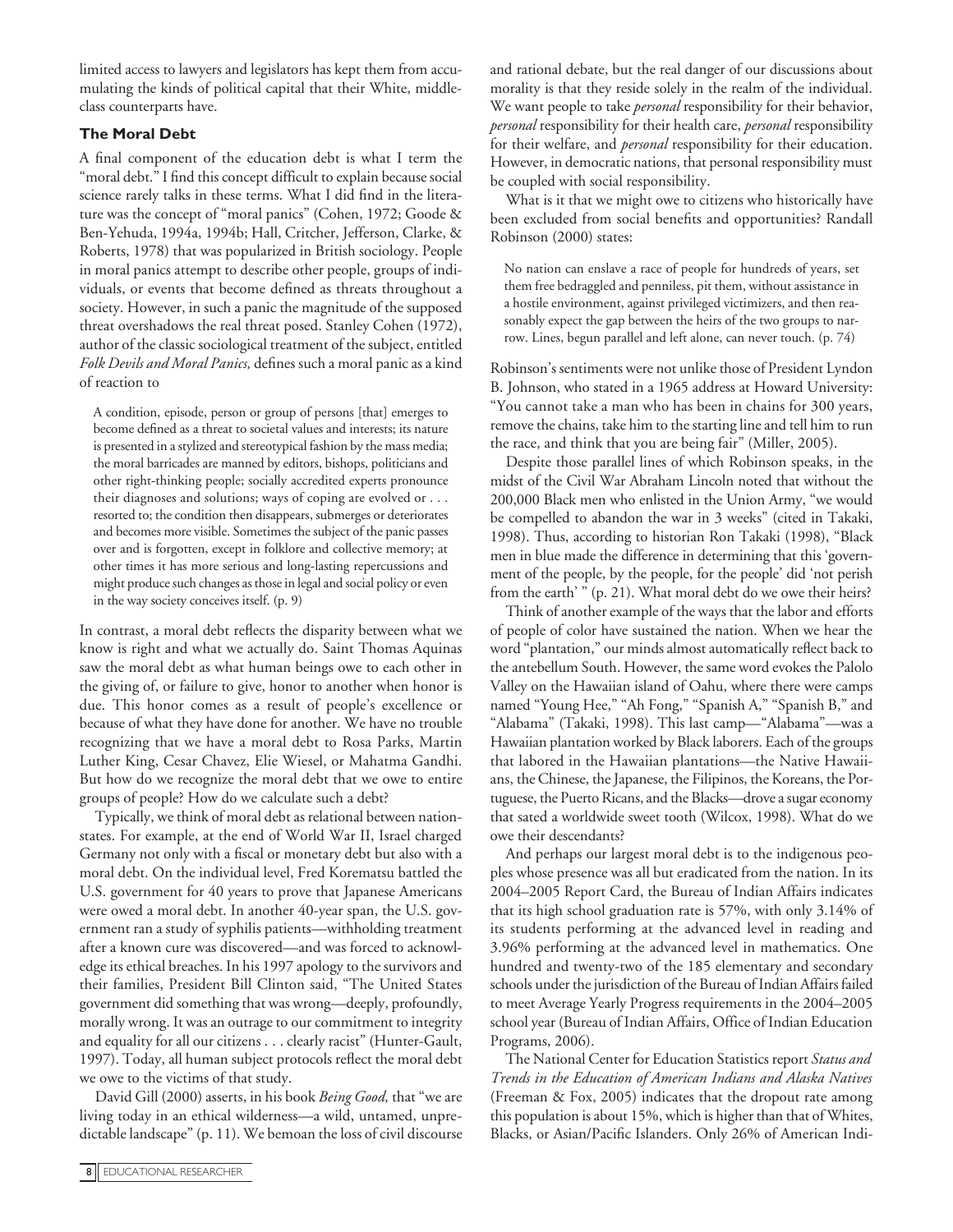limited access to lawyers and legislators has kept them from accumulating the kinds of political capital that their White, middle-class counterparts have.

### The Moral Debt

A final component of the education debt is what I term the "moral debt." I find this concept difficult to explain because social science rarely talks in these terms. What I did find in the literature was the concept of "moral panics" (Cohen, 1972; Goode & Ben-Yehuda, 1994a, 1994b; Hall, Critcher, Jefferson, Clarke, & Roberts, 1978) that was popularized in British sociology. People in moral panics attempt to describe other people, groups of individuals, or events that become defined as threats throughout a society. However, in such a panic the magnitude of the supposed threat overshadows the real threat posed. Stanley Cohen (1972), author of the classic sociological treatment of the subject, entitled *Folk Devils and Moral Panics,* defines such a moral panic as a kind of reaction to

> A condition, episode, person or group of persons [that] emerges to become defined as a threat to societal values and interests; its nature is presented in a stylized and stereotypical fashion by the mass media; the moral barricades are manned by editors, bishops, politicians and other right-thinking people; socially accredited experts pronounce their diagnoses and solutions; ways of coping are evolved or . . . resorted to; the condition then disappears, submerges or deteriorates and becomes more visible. Sometimes the subject of the panic passes over and is forgotten, except in folklore and collective memory; at other times it has more serious and long-lasting repercussions and might produce such changes as those in legal and social policy or even in the way society conceives itself. (p. 9)

In contrast, a moral debt reflects the disparity between what we know is right and what we actually do. Saint Thomas Aquinas saw the moral debt as what human beings owe to each other in the giving of, or failure to give, honor to another when honor is due. This honor comes as a result of people's excellence or because of what they have done for another. We have no trouble recognizing that we have a moral debt to Rosa Parks, Martin Luther King, Cesar Chavez, Elie Wiesel, or Mahatma Gandhi. But how do we recognize the moral debt that we owe to entire groups of people? How do we calculate such a debt?

Typically, we think of moral debt as relational between nation-states. For example, at the end of World War II, Israel charged Germany not only with a fiscal or monetary debt but also with a moral debt. On the individual level, Fred Korematsu battled the U.S. government for 40 years to prove that Japanese Americans were owed a moral debt. In another 40-year span, the U.S. government ran a study of syphilis patients—withholding treatment after a known cure was discovered—and was forced to acknowledge its ethical breaches. In his 1997 apology to the survivors and their families, President Bill Clinton said, "The United States government did something that was wrong—deeply, profoundly, morally wrong. It was an outrage to our commitment to integrity and equality for all our citizens . . . clearly racist" (Hunter-Gault, 1997). Today, all human subject protocols reflect the moral debt we owe to the victims of that study.

David Gill (2000) asserts, in his book *Being Good,* that "we are living today in an ethical wilderness—a wild, untamed, unpredictable landscape" (p. 11). We bemoan the loss of civil discourse and rational debate, but the real danger of our discussions about morality is that they reside solely in the realm of the individual. We want people to take *personal* responsibility for their behavior, *personal* responsibility for their health care, *personal* responsibility for their welfare, and *personal* responsibility for their education. However, in democratic nations, that personal responsibility must be coupled with social responsibility.

What is it that we might owe to citizens who historically have been excluded from social benefits and opportunities? Randall Robinson (2000) states:

> No nation can enslave a race of people for hundreds of years, set them free bedraggled and penniless, pit them, without assistance in a hostile environment, against privileged victimizers, and then reasonably expect the gap between the heirs of the two groups to narrow. Lines, begun parallel and left alone, can never touch. (p. 74)

Robinson's sentiments were not unlike those of President Lyndon B. Johnson, who stated in a 1965 address at Howard University: "You cannot take a man who has been in chains for 300 years, remove the chains, take him to the starting line and tell him to run the race, and think that you are being fair" (Miller, 2005).

Despite those parallel lines of which Robinson speaks, in the midst of the Civil War Abraham Lincoln noted that without the 200,000 Black men who enlisted in the Union Army, "we would be compelled to abandon the war in 3 weeks" (cited in Takaki, 1998). Thus, according to historian Ron Takaki (1998), "Black men in blue made the difference in determining that this 'government of the people, by the people, for the people' did 'not perish from the earth' " (p. 21). What moral debt do we owe their heirs?

Think of another example of the ways that the labor and efforts of people of color have sustained the nation. When we hear the word "plantation," our minds almost automatically reflect back to the antebellum South. However, the same word evokes the Palolo Valley on the Hawaiian island of Oahu, where there were camps named "Young Hee," "Ah Fong," "Spanish A," "Spanish B," and "Alabama" (Takaki, 1998). This last camp—"Alabama"—was a Hawaiian plantation worked by Black laborers. Each of the groups that labored in the Hawaiian plantations—the Native Hawaiians, the Chinese, the Japanese, the Filipinos, the Koreans, the Portuguese, the Puerto Ricans, and the Blacks—drove a sugar economy that sated a worldwide sweet tooth (Wilcox, 1998). What do we owe their descendants?

And perhaps our largest moral debt is to the indigenous peoples whose presence was all but eradicated from the nation. In its 2004–2005 Report Card, the Bureau of Indian Affairs indicates that its high school graduation rate is 57%, with only 3.14% of its students performing at the advanced level in reading and 3.96% performing at the advanced level in mathematics. One hundred and twenty-two of the 185 elementary and secondary schools under the jurisdiction of the Bureau of Indian Affairs failed to meet Average Yearly Progress requirements in the 2004–2005 school year (Bureau of Indian Affairs, Office of Indian Education Programs, 2006).

The National Center for Education Statistics report *Status and Trends in the Education of American Indians and Alaska Natives* (Freeman & Fox, 2005) indicates that the dropout rate among this population is about 15%, which is higher than that of Whites, Blacks, or Asian/Pacific Islanders. Only 26% of American Indi-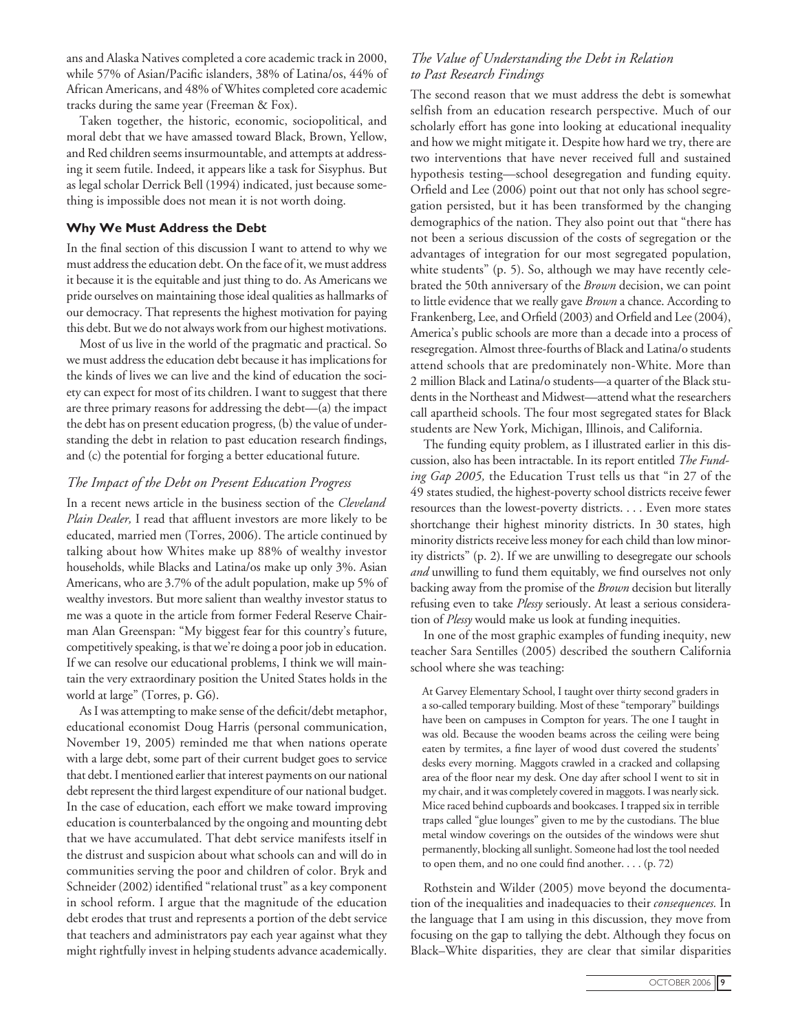ans and Alaska Natives completed a core academic track in 2000, while 57% of Asian/Pacific islanders, 38% of Latina/os, 44% of African Americans, and 48% of Whites completed core academic tracks during the same year (Freeman & Fox).

Taken together, the historic, economic, sociopolitical, and moral debt that we have amassed toward Black, Brown, Yellow, and Red children seems insurmountable, and attempts at addressing it seem futile. Indeed, it appears like a task for Sisyphus. But as legal scholar Derrick Bell (1994) indicated, just because something is impossible does not mean it is not worth doing.

### Why We Must Address the Debt

In the final section of this discussion I want to attend to why we must address the education debt. On the face of it, we must address it because it is the equitable and just thing to do. As Americans we pride ourselves on maintaining those ideal qualities as hallmarks of our democracy. That represents the highest motivation for paying this debt. But we do not always work from our highest motivations.

Most of us live in the world of the pragmatic and practical. So we must address the education debt because it has implications for the kinds of lives we can live and the kind of education the society can expect for most of its children. I want to suggest that there are three primary reasons for addressing the debt—(a) the impact the debt has on present education progress, (b) the value of understanding the debt in relation to past education research findings, and (c) the potential for forging a better educational future.

#### *The Impact of the Debt on Present Education Progress*

In a recent news article in the business section of the *Cleveland Plain Dealer,* I read that affluent investors are more likely to be educated, married men (Torres, 2006). The article continued by talking about how Whites make up 88% of wealthy investor households, while Blacks and Latina/os make up only 3%. Asian Americans, who are 3.7% of the adult population, make up 5% of wealthy investors. But more salient than wealthy investor status to me was a quote in the article from former Federal Reserve Chairman Alan Greenspan: "My biggest fear for this country's future, competitively speaking, is that we're doing a poor job in education. If we can resolve our educational problems, I think we will maintain the very extraordinary position the United States holds in the world at large" (Torres, p. G6).

As I was attempting to make sense of the deficit/debt metaphor, educational economist Doug Harris (personal communication, November 19, 2005) reminded me that when nations operate with a large debt, some part of their current budget goes to service that debt. I mentioned earlier that interest payments on our national debt represent the third largest expenditure of our national budget. In the case of education, each effort we make toward improving education is counterbalanced by the ongoing and mounting debt that we have accumulated. That debt service manifests itself in the distrust and suspicion about what schools can and will do in communities serving the poor and children of color. Bryk and Schneider (2002) identified "relational trust" as a key component in school reform. I argue that the magnitude of the education debt erodes that trust and represents a portion of the debt service that teachers and administrators pay each year against what they might rightfully invest in helping students advance academically.

#### *The Value of Understanding the Debt in Relation to Past Research Findings*

The second reason that we must address the debt is somewhat selfish from an education research perspective. Much of our scholarly effort has gone into looking at educational inequality and how we might mitigate it. Despite how hard we try, there are two interventions that have never received full and sustained hypothesis testing—school desegregation and funding equity. Orfield and Lee (2006) point out that not only has school segregation persisted, but it has been transformed by the changing demographics of the nation. They also point out that "there has not been a serious discussion of the costs of segregation or the advantages of integration for our most segregated population, white students" (p. 5). So, although we may have recently celebrated the 50th anniversary of the *Brown* decision, we can point to little evidence that we really gave *Brown* a chance. According to Frankenberg, Lee, and Orfield (2003) and Orfield and Lee (2004), America's public schools are more than a decade into a process of resegregation. Almost three-fourths of Black and Latina/o students attend schools that are predominately non-White. More than 2 million Black and Latina/o students—a quarter of the Black students in the Northeast and Midwest—attend what the researchers call apartheid schools. The four most segregated states for Black students are New York, Michigan, Illinois, and California.

The funding equity problem, as I illustrated earlier in this discussion, also has been intractable. In its report entitled *The Funding Gap 2005,* the Education Trust tells us that "in 27 of the 49 states studied, the highest-poverty school districts receive fewer resources than the lowest-poverty districts. . . . Even more states shortchange their highest minority districts. In 30 states, high minority districts receive less money for each child than low minority districts" (p. 2). If we are unwilling to desegregate our schools *and* unwilling to fund them equitably, we find ourselves not only backing away from the promise of the *Brown* decision but literally refusing even to take *Plessy* seriously. At least a serious consideration of *Plessy* would make us look at funding inequities.

In one of the most graphic examples of funding inequity, new teacher Sara Sentilles (2005) described the southern California school where she was teaching:

> At Garvey Elementary School, I taught over thirty second graders in a so-called temporary building. Most of these "temporary" buildings have been on campuses in Compton for years. The one I taught in was old. Because the wooden beams across the ceiling were being eaten by termites, a fine layer of wood dust covered the students' desks every morning. Maggots crawled in a cracked and collapsing area of the floor near my desk. One day after school I went to sit in my chair, and it was completely covered in maggots. I was nearly sick. Mice raced behind cupboards and bookcases. I trapped six in terrible traps called "glue lounges" given to me by the custodians. The blue metal window coverings on the outsides of the windows were shut permanently, blocking all sunlight. Someone had lost the tool needed to open them, and no one could find another. . . . (p. 72)

Rothstein and Wilder (2005) move beyond the documentation of the inequalities and inadequacies to their *consequences.* In the language that I am using in this discussion, they move from focusing on the gap to tallying the debt. Although they focus on Black–White disparities, they are clear that similar disparities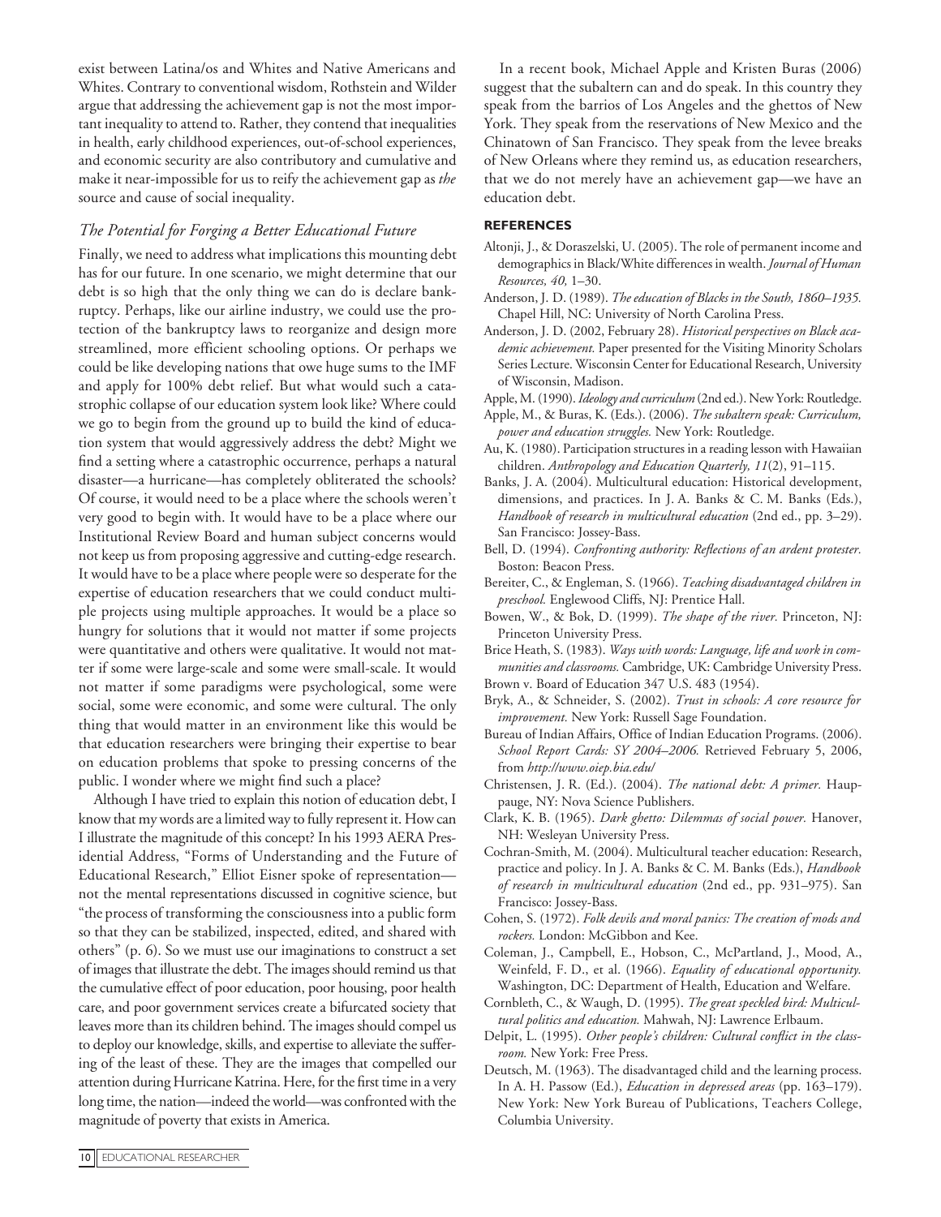exist between Latina/os and Whites and Native Americans and Whites. Contrary to conventional wisdom, Rothstein and Wilder argue that addressing the achievement gap is not the most important inequality to attend to. Rather, they contend that inequalities in health, early childhood experiences, out-of-school experiences, and economic security are also contributory and cumulative and make it near-impossible for us to reify the achievement gap as *the* source and cause of social inequality.

### *The Potential for Forging a Better Educational Future*

Finally, we need to address what implications this mounting debt has for our future. In one scenario, we might determine that our debt is so high that the only thing we can do is declare bankruptcy. Perhaps, like our airline industry, we could use the protection of the bankruptcy laws to reorganize and design more streamlined, more efficient schooling options. Or perhaps we could be like developing nations that owe huge sums to the IMF and apply for 100% debt relief. But what would such a catastrophic collapse of our education system look like? Where could we go to begin from the ground up to build the kind of education system that would aggressively address the debt? Might we find a setting where a catastrophic occurrence, perhaps a natural disaster—a hurricane—has completely obliterated the schools? Of course, it would need to be a place where the schools weren't very good to begin with. It would have to be a place where our Institutional Review Board and human subject concerns would not keep us from proposing aggressive and cutting-edge research. It would have to be a place where people were so desperate for the expertise of education researchers that we could conduct multiple projects using multiple approaches. It would be a place so hungry for solutions that it would not matter if some projects were quantitative and others were qualitative. It would not matter if some were large-scale and some were small-scale. It would not matter if some paradigms were psychological, some were social, some were economic, and some were cultural. The only thing that would matter in an environment like this would be that education researchers were bringing their expertise to bear on education problems that spoke to pressing concerns of the public. I wonder where we might find such a place?

Although I have tried to explain this notion of education debt, I know that my words are a limited way to fully represent it. How can I illustrate the magnitude of this concept? In his 1993 AERA Presidential Address, "Forms of Understanding and the Future of Educational Research," Elliot Eisner spoke of representation—not the mental representations discussed in cognitive science, but "the process of transforming the consciousness into a public form so that they can be stabilized, inspected, edited, and shared with others" (p. 6). So we must use our imaginations to construct a set of images that illustrate the debt. The images should remind us that the cumulative effect of poor education, poor housing, poor health care, and poor government services create a bifurcated society that leaves more than its children behind. The images should compel us to deploy our knowledge, skills, and expertise to alleviate the suffering of the least of these. They are the images that compelled our attention during Hurricane Katrina. Here, for the first time in a very long time, the nation—indeed the world—was confronted with the magnitude of poverty that exists in America.

In a recent book, Michael Apple and Kristen Buras (2006) suggest that the subaltern can and do speak. In this country they speak from the barrios of Los Angeles and the ghettos of New York. They speak from the reservations of New Mexico and the Chinatown of San Francisco. They speak from the levee breaks of New Orleans where they remind us, as education researchers, that we do not merely have an achievement gap—we have an education debt.

## REFERENCES

Altonji, J., & Doraszelski, U. (2005). The role of permanent income and demographics in Black/White differences in wealth. *Journal of Human Resources, 40,* 1–30.

Anderson, J. D. (1989). *The education of Blacks in the South, 1860–1935.* Chapel Hill, NC: University of North Carolina Press.

Anderson, J. D. (2002, February 28). *Historical perspectives on Black academic achievement.* Paper presented for the Visiting Minority Scholars Series Lecture. Wisconsin Center for Educational Research, University of Wisconsin, Madison.

Apple, M. (1990). *Ideology and curriculum* (2nd ed.). New York: Routledge.

Apple, M., & Buras, K. (Eds.). (2006). *The subaltern speak: Curriculum, power and education struggles.* New York: Routledge.

Au, K. (1980). Participation structures in a reading lesson with Hawaiian children. *Anthropology and Education Quarterly, 11*(2), 91–115.

Banks, J. A. (2004). Multicultural education: Historical development, dimensions, and practices. In J. A. Banks & C. M. Banks (Eds.), *Handbook of research in multicultural education* (2nd ed., pp. 3–29). San Francisco: Jossey-Bass.

Bell, D. (1994). *Confronting authority: Reflections of an ardent protester.* Boston: Beacon Press.

Bereiter, C., & Engleman, S. (1966). *Teaching disadvantaged children in preschool.* Englewood Cliffs, NJ: Prentice Hall.

Bowen, W., & Bok, D. (1999). *The shape of the river.* Princeton, NJ: Princeton University Press.

Brice Heath, S. (1983). *Ways with words: Language, life and work in communities and classrooms.* Cambridge, UK: Cambridge University Press.

Brown v. Board of Education 347 U.S. 483 (1954).

Bryk, A., & Schneider, S. (2002). *Trust in schools: A core resource for improvement.* New York: Russell Sage Foundation.

Bureau of Indian Affairs, Office of Indian Education Programs. (2006). *School Report Cards: SY 2004–2006.* Retrieved February 5, 2006, from *http://www.oiep.bia.edu/*

Christensen, J. R. (Ed.). (2004). *The national debt: A primer.* Hauppauge, NY: Nova Science Publishers.

Clark, K. B. (1965). *Dark ghetto: Dilemmas of social power.* Hanover, NH: Wesleyan University Press.

Cochran-Smith, M. (2004). Multicultural teacher education: Research, practice and policy. In J. A. Banks & C. M. Banks (Eds.), *Handbook of research in multicultural education* (2nd ed., pp. 931–975). San Francisco: Jossey-Bass.

Cohen, S. (1972). *Folk devils and moral panics: The creation of mods and rockers.* London: McGibbon and Kee.

Coleman, J., Campbell, E., Hobson, C., McPartland, J., Mood, A., Weinfeld, F. D., et al. (1966). *Equality of educational opportunity.* Washington, DC: Department of Health, Education and Welfare.

Cornbleth, C., & Waugh, D. (1995). *The great speckled bird: Multicultural politics and education.* Mahwah, NJ: Lawrence Erlbaum.

Delpit, L. (1995). *Other people's children: Cultural conflict in the classroom.* New York: Free Press.

Deutsch, M. (1963). The disadvantaged child and the learning process. In A. H. Passow (Ed.), *Education in depressed areas* (pp. 163–179). New York: New York Bureau of Publications, Teachers College, Columbia University.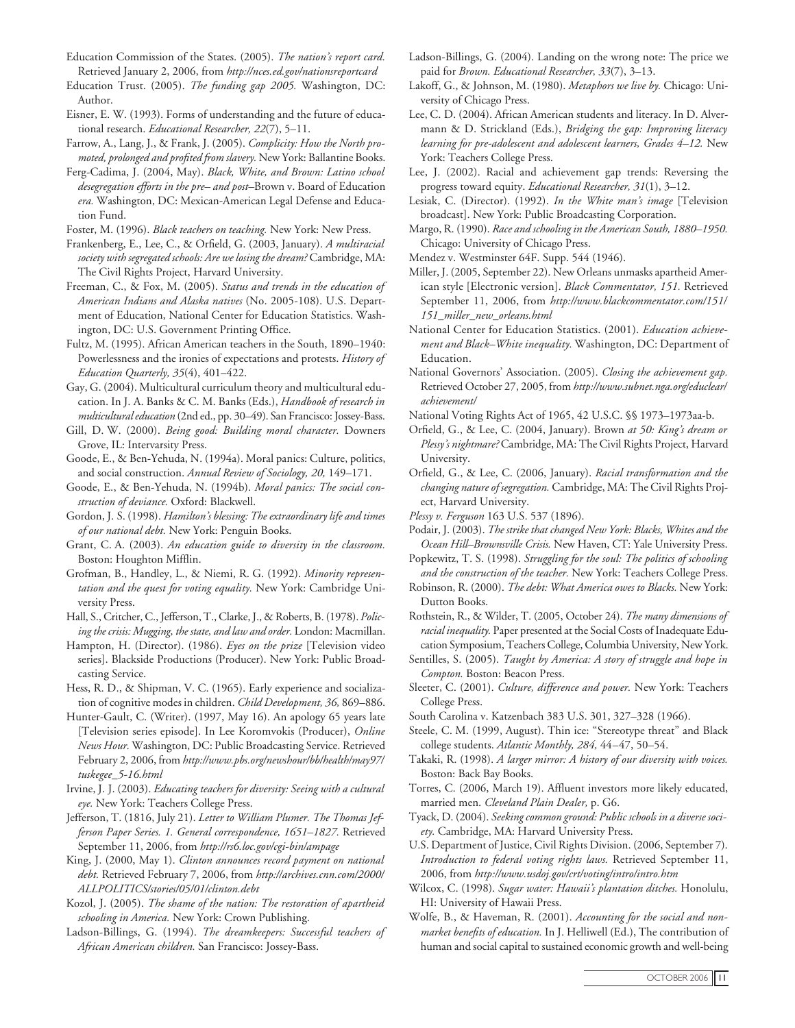Education Commission of the States. (2005). *The nation's report card.* Retrieved January 2, 2006, from *http://nces.ed.gov/nationsreportcard*

Education Trust. (2005). *The funding gap 2005.* Washington, DC: Author.

Eisner, E. W. (1993). Forms of understanding and the future of educational research. *Educational Researcher, 22*(7), 5–11.

Farrow, A., Lang, J., & Frank, J. (2005). *Complicity: How the North promoted, prolonged and profited from slavery.* New York: Ballantine Books.

Ferg-Cadima, J. (2004, May). *Black, White, and Brown: Latino school desegregation efforts in the pre– and post–*Brown v. Board of Education *era.* Washington, DC: Mexican-American Legal Defense and Education Fund.

Foster, M. (1996). *Black teachers on teaching.* New York: New Press.

Frankenberg, E., Lee, C., & Orfield, G. (2003, January). *A multiracial society with segregated schools: Are we losing the dream?* Cambridge, MA: The Civil Rights Project, Harvard University.

Freeman, C., & Fox, M. (2005). *Status and trends in the education of American Indians and Alaska natives* (No. 2005-108). U.S. Department of Education, National Center for Education Statistics. Washington, DC: U.S. Government Printing Office.

Fultz, M. (1995). African American teachers in the South, 1890–1940: Powerlessness and the ironies of expectations and protests. *History of Education Quarterly, 35*(4), 401–422.

Gay, G. (2004). Multicultural curriculum theory and multicultural education. In J. A. Banks & C. M. Banks (Eds.), *Handbook of research in multicultural education* (2nd ed., pp. 30–49). San Francisco: Jossey-Bass.

Gill, D. W. (2000). *Being good: Building moral character.* Downers Grove, IL: Intervarsity Press.

Goode, E., & Ben-Yehuda, N. (1994a). Moral panics: Culture, politics, and social construction. *Annual Review of Sociology, 20,* 149–171.

Goode, E., & Ben-Yehuda, N. (1994b). *Moral panics: The social construction of deviance.* Oxford: Blackwell.

Gordon, J. S. (1998). *Hamilton's blessing: The extraordinary life and times of our national debt.* New York: Penguin Books.

Grant, C. A. (2003). *An education guide to diversity in the classroom.* Boston: Houghton Mifflin.

Grofman, B., Handley, L., & Niemi, R. G. (1992). *Minority representation and the quest for voting equality.* New York: Cambridge University Press.

Hall, S., Critcher, C., Jefferson, T., Clarke, J., & Roberts, B. (1978). *Policing the crisis: Mugging, the state, and law and order.* London: Macmillan.

Hampton, H. (Director). (1986). *Eyes on the prize* [Television video series]. Blackside Productions (Producer). New York: Public Broadcasting Service.

Hess, R. D., & Shipman, V. C. (1965). Early experience and socialization of cognitive modes in children. *Child Development, 36,* 869–886.

Hunter-Gault, C. (Writer). (1997, May 16). An apology 65 years late [Television series episode]. In Lee Koromvokis (Producer), *Online News Hour.* Washington, DC: Public Broadcasting Service. Retrieved February 2, 2006, from *http://www.pbs.org/newshour/bb/health/may97/tuskegee_5-16.html*

Irvine, J. J. (2003). *Educating teachers for diversity: Seeing with a cultural eye.* New York: Teachers College Press.

Jefferson, T. (1816, July 21). *Letter to William Plumer. The Thomas Jefferson Paper Series. 1. General correspondence, 1651–1827.* Retrieved September 11, 2006, from *http://rs6.loc.gov/cgi-bin/ampage*

King, J. (2000, May 1). *Clinton announces record payment on national debt.* Retrieved February 7, 2006, from *http://archives.cnn.com/2000/ALLPOLITICS/stories/05/01/clinton.debt*

Kozol, J. (2005). *The shame of the nation: The restoration of apartheid schooling in America.* New York: Crown Publishing.

Ladson-Billings, G. (1994). *The dreamkeepers: Successful teachers of African American children.* San Francisco: Jossey-Bass.

Ladson-Billings, G. (2004). Landing on the wrong note: The price we paid for *Brown. Educational Researcher, 33*(7), 3–13.

Lakoff, G., & Johnson, M. (1980). *Metaphors we live by.* Chicago: University of Chicago Press.

Lee, C. D. (2004). African American students and literacy. In D. Alvermann & D. Strickland (Eds.), *Bridging the gap: Improving literacy learning for pre-adolescent and adolescent learners, Grades 4–12.* New York: Teachers College Press.

Lee, J. (2002). Racial and achievement gap trends: Reversing the progress toward equity. *Educational Researcher, 31*(1), 3–12.

Lesiak, C. (Director). (1992). *In the White man's image* [Television broadcast]. New York: Public Broadcasting Corporation.

Margo, R. (1990). *Race and schooling in the American South, 1880–1950.* Chicago: University of Chicago Press.

Mendez v. Westminster 64F. Supp. 544 (1946).

Miller, J. (2005, September 22). New Orleans unmasks apartheid American style [Electronic version]. *Black Commentator, 151.* Retrieved September 11, 2006, from *http://www.blackcommentator.com/151/151_miller_new_orleans.html*

National Center for Education Statistics. (2001). *Education achievement and Black–White inequality.* Washington, DC: Department of Education.

National Governors' Association. (2005). *Closing the achievement gap.* Retrieved October 27, 2005, from *http://www.subnet.nga.org/educlear/achievement/*

National Voting Rights Act of 1965, 42 U.S.C. §§ 1973–1973aa-b.

Orfield, G., & Lee, C. (2004, January). Brown *at 50: King's dream or Plessy's nightmare?* Cambridge, MA: The Civil Rights Project, Harvard University.

Orfield, G., & Lee, C. (2006, January). *Racial transformation and the changing nature of segregation.* Cambridge, MA: The Civil Rights Project, Harvard University.

*Plessy v. Ferguson* 163 U.S. 537 (1896).

Podair, J. (2003). *The strike that changed New York: Blacks, Whites and the Ocean Hill–Brownsville Crisis.* New Haven, CT: Yale University Press.

Popkewitz, T. S. (1998). *Struggling for the soul: The politics of schooling and the construction of the teacher.* New York: Teachers College Press.

Robinson, R. (2000). *The debt: What America owes to Blacks.* New York: Dutton Books.

Rothstein, R., & Wilder, T. (2005, October 24). *The many dimensions of racial inequality.* Paper presented at the Social Costs of Inadequate Education Symposium, Teachers College, Columbia University, New York.

Sentilles, S. (2005). *Taught by America: A story of struggle and hope in Compton.* Boston: Beacon Press.

Sleeter, C. (2001). *Culture, difference and power.* New York: Teachers College Press.

South Carolina v. Katzenbach 383 U.S. 301, 327–328 (1966).

Steele, C. M. (1999, August). Thin ice: "Stereotype threat" and Black college students. *Atlantic Monthly, 284,* 44–47, 50–54.

Takaki, R. (1998). *A larger mirror: A history of our diversity with voices.* Boston: Back Bay Books.

Torres, C. (2006, March 19). Affluent investors more likely educated, married men. *Cleveland Plain Dealer,* p. G6.

Tyack, D. (2004). *Seeking common ground: Public schools in a diverse society.* Cambridge, MA: Harvard University Press.

U.S. Department of Justice, Civil Rights Division. (2006, September 7). *Introduction to federal voting rights laws.* Retrieved September 11, 2006, from *http://www.usdoj.gov/crt/voting/intro/intro.htm*

Wilcox, C. (1998). *Sugar water: Hawaii's plantation ditches.* Honolulu, HI: University of Hawaii Press.

Wolfe, B., & Haveman, R. (2001). *Accounting for the social and nonmarket benefits of education.* In J. Helliwell (Ed.), The contribution of human and social capital to sustained economic growth and well-being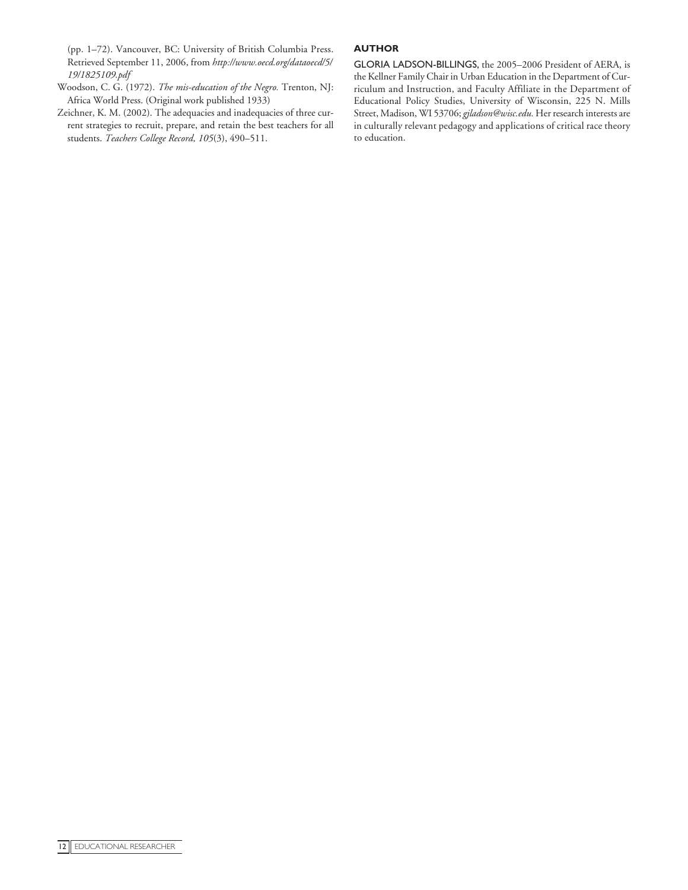(pp. 1–72). Vancouver, BC: University of British Columbia Press. Retrieved September 11, 2006, from *http://www.oecd.org/dataoecd/5/19/1825109.pdf*

Woodson, C. G. (1972). *The mis-education of the Negro.* Trenton, NJ: Africa World Press. (Original work published 1933)

Zeichner, K. M. (2002). The adequacies and inadequacies of three current strategies to recruit, prepare, and retain the best teachers for all students. *Teachers College Record, 105*(3), 490–511.

## AUTHOR

GLORIA LADSON-BILLINGS, the 2005–2006 President of AERA, is the Kellner Family Chair in Urban Education in the Department of Curriculum and Instruction, and Faculty Affiliate in the Department of Educational Policy Studies, University of Wisconsin, 225 N. Mills Street, Madison, WI 53706; *gjladson@wisc.edu*. Her research interests are in culturally relevant pedagogy and applications of critical race theory to education.